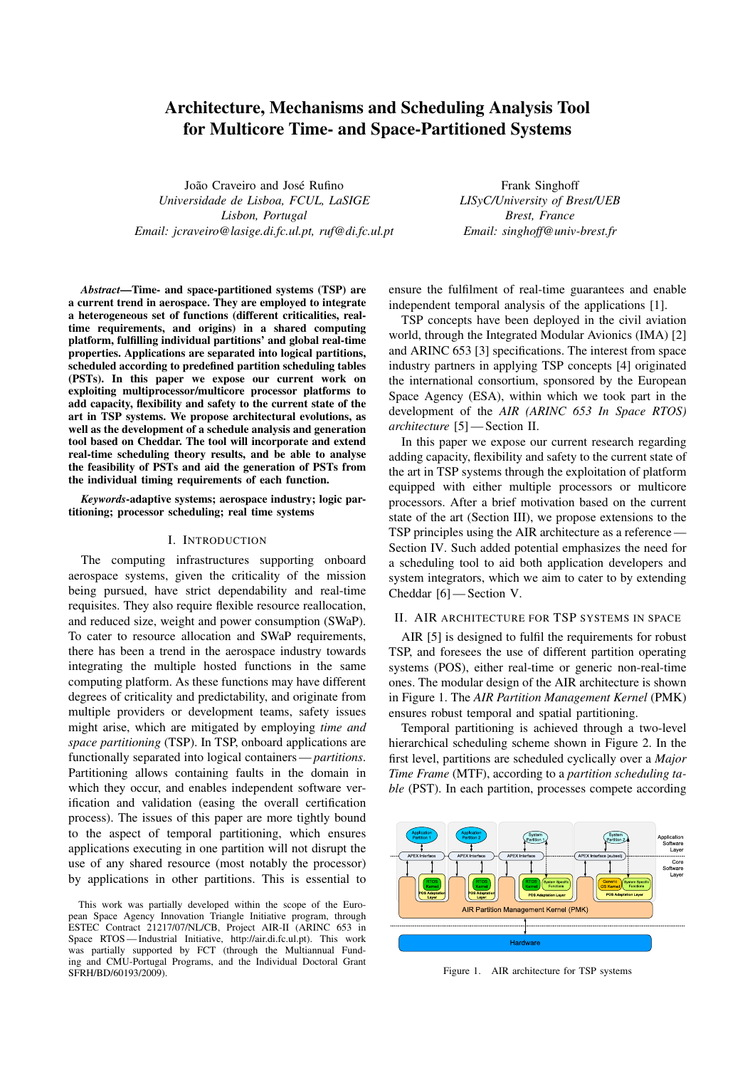# Architecture, Mechanisms and Scheduling Analysis Tool for Multicore Time- and Space-Partitioned Systems

João Craveiro and José Rufino
*Universidade de Lisboa, FCUL, LaSIGE*
*Lisbon, Portugal*
*Email: jcraveiro@lasige.di.fc.ul.pt, ruf@di.fc.ul.pt*

Frank Singhoff
*LISyC/University of Brest/UEB*
*Brest, France*
*Email: singhoff@univ-brest.fr*

***Abstract*—Time- and space-partitioned systems (TSP) are a current trend in aerospace. They are employed to integrate a heterogeneous set of functions (different criticalities, real-time requirements, and origins) in a shared computing platform, fulfilling individual partitions' and global real-time properties. Applications are separated into logical partitions, scheduled according to predefined partition scheduling tables (PSTs). In this paper we expose our current work on exploiting multiprocessor/multicore processor platforms to add capacity, flexibility and safety to the current state of the art in TSP systems. We propose architectural evolutions, as well as the development of a schedule analysis and generation tool based on Cheddar. The tool will incorporate and extend real-time scheduling theory results, and be able to analyse the feasibility of PSTs and aid the generation of PSTs from the individual timing requirements of each function.**

***Keywords*-adaptive systems; aerospace industry; logic partitioning; processor scheduling; real time systems**

## I. Introduction

The computing infrastructures supporting onboard aerospace systems, given the criticality of the mission being pursued, have strict dependability and real-time requisites. They also require flexible resource reallocation, and reduced size, weight and power consumption (SWaP). To cater to resource allocation and SWaP requirements, there has been a trend in the aerospace industry towards integrating the multiple hosted functions in the same computing platform. As these functions may have different degrees of criticality and predictability, and originate from multiple providers or development teams, safety issues might arise, which are mitigated by employing *time and space partitioning* (TSP). In TSP, onboard applications are functionally separated into logical containers — *partitions*. Partitioning allows containing faults in the domain in which they occur, and enables independent software verification and validation (easing the overall certification process). The issues of this paper are more tightly bound to the aspect of temporal partitioning, which ensures applications executing in one partition will not disrupt the use of any shared resource (most notably the processor) by applications in other partitions. This is essential to ensure the fulfilment of real-time guarantees and enable independent temporal analysis of the applications [1].

TSP concepts have been deployed in the civil aviation world, through the Integrated Modular Avionics (IMA) [2] and ARINC 653 [3] specifications. The interest from space industry partners in applying TSP concepts [4] originated the international consortium, sponsored by the European Space Agency (ESA), within which we took part in the development of the *AIR (ARINC 653 In Space RTOS) architecture* [5] — Section II.

In this paper we expose our current research regarding adding capacity, flexibility and safety to the current state of the art in TSP systems through the exploitation of platform equipped with either multiple processors or multicore processors. After a brief motivation based on the current state of the art (Section III), we propose extensions to the TSP principles using the AIR architecture as a reference — Section IV. Such added potential emphasizes the need for a scheduling tool to aid both application developers and system integrators, which we aim to cater to by extending Cheddar [6] — Section V.

## II. AIR Architecture for TSP Systems in Space

AIR [5] is designed to fulfil the requirements for robust TSP, and foresees the use of different partition operating systems (POS), either real-time or generic non-real-time ones. The modular design of the AIR architecture is shown in Figure 1. The *AIR Partition Management Kernel* (PMK) ensures robust temporal and spatial partitioning.

Temporal partitioning is achieved through a two-level hierarchical scheduling scheme shown in Figure 2. In the first level, partitions are scheduled cyclically over a *Major Time Frame* (MTF), according to a *partition scheduling table* (PST). In each partition, processes compete according

Figure 1. AIR architecture for TSP systems

This work was partially developed within the scope of the European Space Agency Innovation Triangle Initiative program, through ESTEC Contract 21217/07/NL/CB, Project AIR-II (ARINC 653 in Space RTOS — Industrial Initiative, http://air.di.fc.ul.pt). This work was partially supported by FCT (through the Multiannual Funding and CMU-Portugal Programs, and the Individual Doctoral Grant SFRH/BD/60193/2009).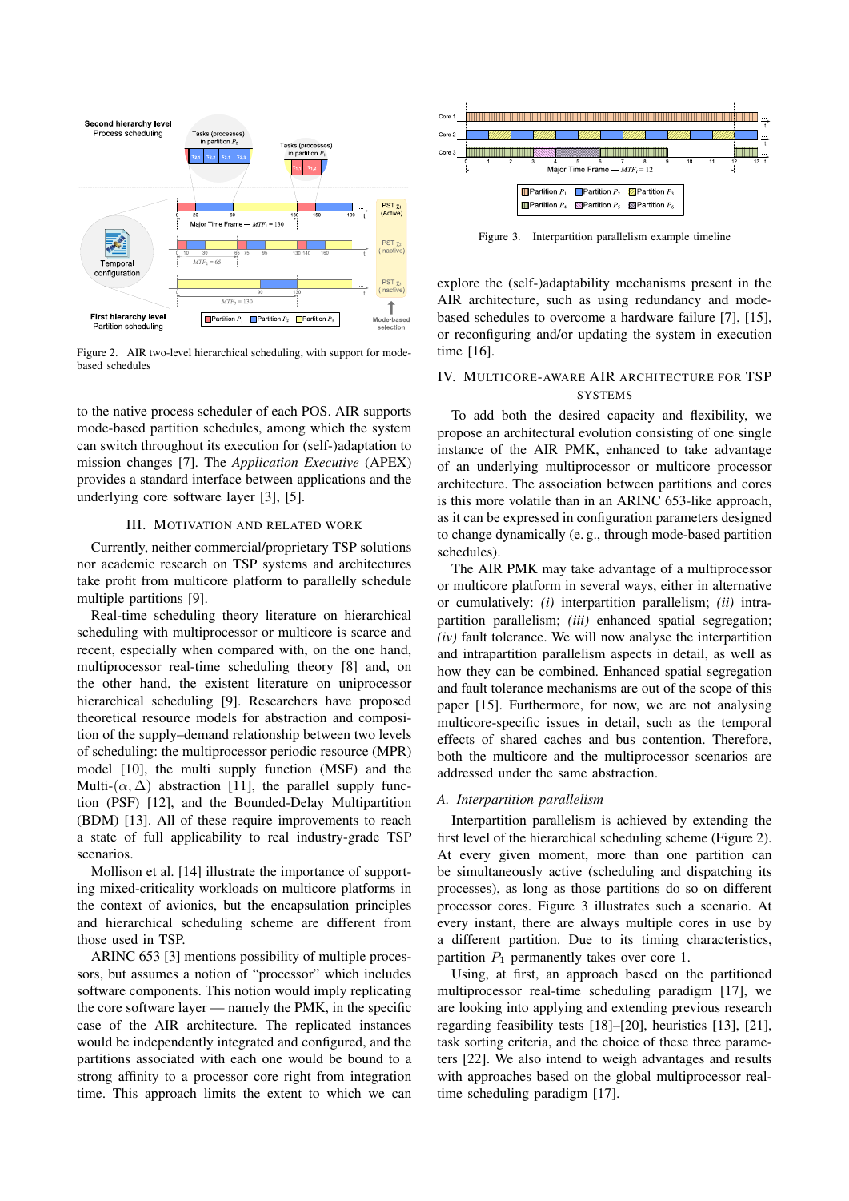Figure 2. AIR two-level hierarchical scheduling, with support for mode-based schedules

to the native process scheduler of each POS. AIR supports mode-based partition schedules, among which the system can switch throughout its execution for (self-)adaptation to mission changes [7]. The *Application Executive* (APEX) provides a standard interface between applications and the underlying core software layer [3], [5].

## III. Motivation and Related Work

Currently, neither commercial/proprietary TSP solutions nor academic research on TSP systems and architectures take profit from multicore platform to parallelly schedule multiple partitions [9].

Real-time scheduling theory literature on hierarchical scheduling with multiprocessor or multicore is scarce and recent, especially when compared with, on the one hand, multiprocessor real-time scheduling theory [8] and, on the other hand, the existent literature on uniprocessor hierarchical scheduling [9]. Researchers have proposed theoretical resource models for abstraction and composition of the supply–demand relationship between two levels of scheduling: the multiprocessor periodic resource (MPR) model [10], the multi supply function (MSF) and the Multi-$(\alpha, \Delta)$ abstraction [11], the parallel supply function (PSF) [12], and the Bounded-Delay Multipartition (BDM) [13]. All of these require improvements to reach a state of full applicability to real industry-grade TSP scenarios.

Mollison et al. [14] illustrate the importance of supporting mixed-criticality workloads on multicore platforms in the context of avionics, but the encapsulation principles and hierarchical scheduling scheme are different from those used in TSP.

ARINC 653 [3] mentions possibility of multiple processors, but assumes a notion of "processor" which includes software components. This notion would imply replicating the core software layer — namely the PMK, in the specific case of the AIR architecture. The replicated instances would be independently integrated and configured, and the partitions associated with each one would be bound to a strong affinity to a processor core right from integration time. This approach limits the extent to which we can

Figure 3. Interpartition parallelism example timeline

explore the (self-)adaptability mechanisms present in the AIR architecture, such as using redundancy and mode-based schedules to overcome a hardware failure [7], [15], or reconfiguring and/or updating the system in execution time [16].

## IV. Multicore-aware AIR Architecture for TSP Systems

To add both the desired capacity and flexibility, we propose an architectural evolution consisting of one single instance of the AIR PMK, enhanced to take advantage of an underlying multiprocessor or multicore processor architecture. The association between partitions and cores is this more volatile than in an ARINC 653-like approach, as it can be expressed in configuration parameters designed to change dynamically (e. g., through mode-based partition schedules).

The AIR PMK may take advantage of a multiprocessor or multicore platform in several ways, either in alternative or cumulatively: *(i)* interpartition parallelism; *(ii)* intrapartition parallelism; *(iii)* enhanced spatial segregation; *(iv)* fault tolerance. We will now analyse the interpartition and intrapartition parallelism aspects in detail, as well as how they can be combined. Enhanced spatial segregation and fault tolerance mechanisms are out of the scope of this paper [15]. Furthermore, for now, we are not analysing multicore-specific issues in detail, such as the temporal effects of shared caches and bus contention. Therefore, both the multicore and the multiprocessor scenarios are addressed under the same abstraction.

### A. Interpartition parallelism

Interpartition parallelism is achieved by extending the first level of the hierarchical scheduling scheme (Figure 2). At every given moment, more than one partition can be simultaneously active (scheduling and dispatching its processes), as long as those partitions do so on different processor cores. Figure 3 illustrates such a scenario. At every instant, there are always multiple cores in use by a different partition. Due to its timing characteristics, partition $P_1$ permanently takes over core 1.

Using, at first, an approach based on the partitioned multiprocessor real-time scheduling paradigm [17], we are looking into applying and extending previous research regarding feasibility tests [18]–[20], heuristics [13], [21], task sorting criteria, and the choice of these three parameters [22]. We also intend to weigh advantages and results with approaches based on the global multiprocessor real-time scheduling paradigm [17].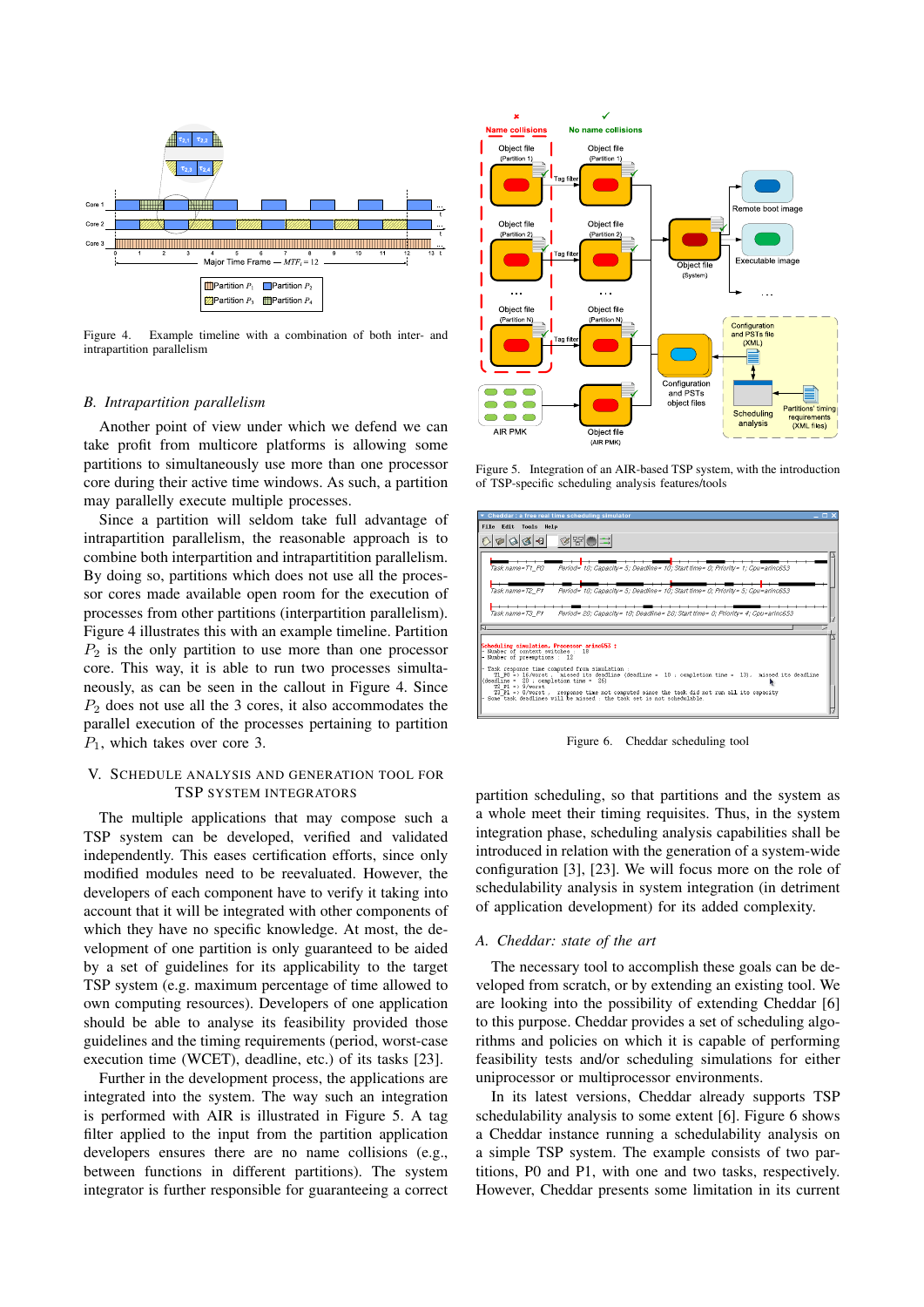Figure 4. Example timeline with a combination of both inter- and intrapartition parallelism

### B. Intrapartition parallelism

Another point of view under which we defend we can take profit from multicore platforms is allowing some partitions to simultaneously use more than one processor core during their active time windows. As such, a partition may parallelly execute multiple processes.

Since a partition will seldom take full advantage of intrapartition parallelism, the reasonable approach is to combine both interpartition and intrapartition parallelism. By doing so, partitions which does not use all the processor cores made available open room for the execution of processes from other partitions (interpartition parallelism). Figure 4 illustrates this with an example timeline. Partition $P_2$ is the only partition to use more than one processor core. This way, it is able to run two processes simultaneously, as can be seen in the callout in Figure 4. Since $P_2$ does not use all the 3 cores, it also accommodates the parallel execution of the processes pertaining to partition $P_1$, which takes over core 3.

## V. Schedule Analysis and Generation Tool for TSP System Integrators

The multiple applications that may compose such a TSP system can be developed, verified and validated independently. This eases certification efforts, since only modified modules need to be reevaluated. However, the developers of each component have to verify it taking into account that it will be integrated with other components of which they have no specific knowledge. At most, the development of one partition is only guaranteed to be aided by a set of guidelines for its applicability to the target TSP system (e.g. maximum percentage of time allowed to own computing resources). Developers of one application should be able to analyse its feasibility provided those guidelines and the timing requirements (period, worst-case execution time (WCET), deadline, etc.) of its tasks [23].

Further in the development process, the applications are integrated into the system. The way such an integration is performed with AIR is illustrated in Figure 5. A tag filter applied to the input from the partition application developers ensures there are no name collisions (e.g., between functions in different partitions). The system integrator is further responsible for guaranteeing a correct partition scheduling, so that partitions and the system as a whole meet their timing requisites. Thus, in the system integration phase, scheduling analysis capabilities shall be introduced in relation with the generation of a system-wide configuration [3], [23]. We will focus more on the role of schedulability analysis in system integration (in detriment of application development) for its added complexity.

Figure 5. Integration of an AIR-based TSP system, with the introduction of TSP-specific scheduling analysis features/tools

Figure 6. Cheddar scheduling tool

### A. Cheddar: state of the art

The necessary tool to accomplish these goals can be developed from scratch, or by extending an existing tool. We are looking into the possibility of extending Cheddar [6] to this purpose. Cheddar provides a set of scheduling algorithms and policies on which it is capable of performing feasibility tests and/or scheduling simulations for either uniprocessor or multiprocessor environments.

In its latest versions, Cheddar already supports TSP schedulability analysis to some extent [6]. Figure 6 shows a Cheddar instance running a schedulability analysis on a simple TSP system. The example consists of two partitions, P0 and P1, with one and two tasks, respectively. However, Cheddar presents some limitation in its current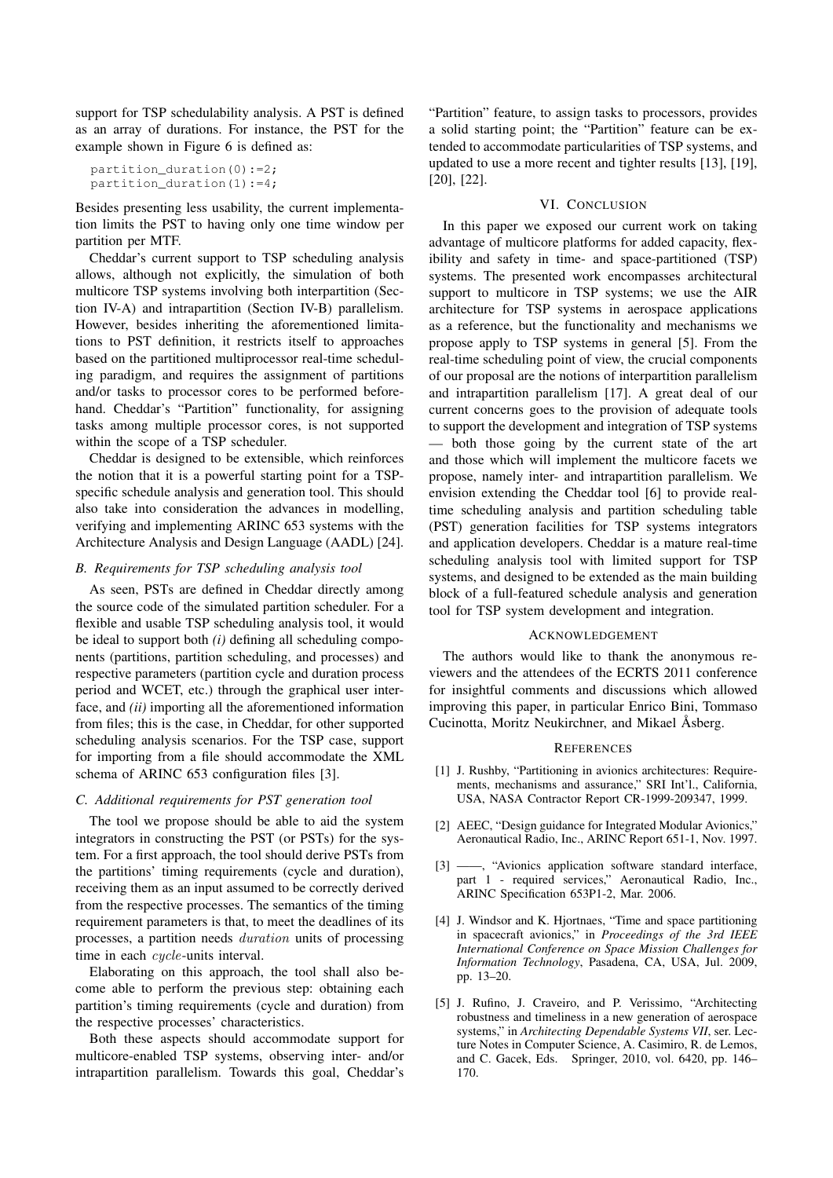support for TSP schedulability analysis. A PST is defined as an array of durations. For instance, the PST for the example shown in Figure 6 is defined as:

```
partition_duration(0):=2;
partition_duration(1):=4;
```

Besides presenting less usability, the current implementation limits the PST to having only one time window per partition per MTF.

Cheddar's current support to TSP scheduling analysis allows, although not explicitly, the simulation of both multicore TSP systems involving both interpartition (Section IV-A) and intrapartition (Section IV-B) parallelism. However, besides inheriting the aforementioned limitations to PST definition, it restricts itself to approaches based on the partitioned multiprocessor real-time scheduling paradigm, and requires the assignment of partitions and/or tasks to processor cores to be performed beforehand. Cheddar's "Partition" functionality, for assigning tasks among multiple processor cores, is not supported within the scope of a TSP scheduler.

Cheddar is designed to be extensible, which reinforces the notion that it is a powerful starting point for a TSP-specific schedule analysis and generation tool. This should also take into consideration the advances in modelling, verifying and implementing ARINC 653 systems with the Architecture Analysis and Design Language (AADL) [24].

### *B. Requirements for TSP scheduling analysis tool*

As seen, PSTs are defined in Cheddar directly among the source code of the simulated partition scheduler. For a flexible and usable TSP scheduling analysis tool, it would be ideal to support both *(i)* defining all scheduling components (partitions, partition scheduling, and processes) and respective parameters (partition cycle and duration process period and WCET, etc.) through the graphical user interface, and *(ii)* importing all the aforementioned information from files; this is the case, in Cheddar, for other supported scheduling analysis scenarios. For the TSP case, support for importing from a file should accommodate the XML schema of ARINC 653 configuration files [3].

### *C. Additional requirements for PST generation tool*

The tool we propose should be able to aid the system integrators in constructing the PST (or PSTs) for the system. For a first approach, the tool should derive PSTs from the partitions' timing requirements (cycle and duration), receiving them as an input assumed to be correctly derived from the respective processes. The semantics of the timing requirement parameters is that, to meet the deadlines of its processes, a partition needs $duration$ units of processing time in each $cycle$-units interval.

Elaborating on this approach, the tool shall also become able to perform the previous step: obtaining each partition's timing requirements (cycle and duration) from the respective processes' characteristics.

Both these aspects should accommodate support for multicore-enabled TSP systems, observing inter- and/or intrapartition parallelism. Towards this goal, Cheddar's "Partition" feature, to assign tasks to processors, provides a solid starting point; the "Partition" feature can be extended to accommodate particularities of TSP systems, and updated to use a more recent and tighter results [13], [19], [20], [22].

## VI. Conclusion

In this paper we exposed our current work on taking advantage of multicore platforms for added capacity, flexibility and safety in time- and space-partitioned (TSP) systems. The presented work encompasses architectural support to multicore in TSP systems; we use the AIR architecture for TSP systems in aerospace applications as a reference, but the functionality and mechanisms we propose apply to TSP systems in general [5]. From the real-time scheduling point of view, the crucial components of our proposal are the notions of interpartition parallelism and intrapartition parallelism [17]. A great deal of our current concerns goes to the provision of adequate tools to support the development and integration of TSP systems — both those going by the current state of the art and those which will implement the multicore facets we propose, namely inter- and intrapartition parallelism. We envision extending the Cheddar tool [6] to provide real-time scheduling analysis and partition scheduling table (PST) generation facilities for TSP systems integrators and application developers. Cheddar is a mature real-time scheduling analysis tool with limited support for TSP systems, and designed to be extended as the main building block of a full-featured schedule analysis and generation tool for TSP system development and integration.

## Acknowledgement

The authors would like to thank the anonymous reviewers and the attendees of the ECRTS 2011 conference for insightful comments and discussions which allowed improving this paper, in particular Enrico Bini, Tommaso Cucinotta, Moritz Neukirchner, and Mikael Åsberg.

## References

[1] J. Rushby, "Partitioning in avionics architectures: Requirements, mechanisms and assurance," SRI Int'l., California, USA, NASA Contractor Report CR-1999-209347, 1999.

[2] AEEC, "Design guidance for Integrated Modular Avionics," Aeronautical Radio, Inc., ARINC Report 651-1, Nov. 1997.

[3] ——, "Avionics application software standard interface, part 1 - required services," Aeronautical Radio, Inc., ARINC Specification 653P1-2, Mar. 2006.

[4] J. Windsor and K. Hjortnaes, "Time and space partitioning in spacecraft avionics," in *Proceedings of the 3rd IEEE International Conference on Space Mission Challenges for Information Technology*, Pasadena, CA, USA, Jul. 2009, pp. 13–20.

[5] J. Rufino, J. Craveiro, and P. Verissimo, "Architecting robustness and timeliness in a new generation of aerospace systems," in *Architecting Dependable Systems VII*, ser. Lecture Notes in Computer Science, A. Casimiro, R. de Lemos, and C. Gacek, Eds. Springer, 2010, vol. 6420, pp. 146–170.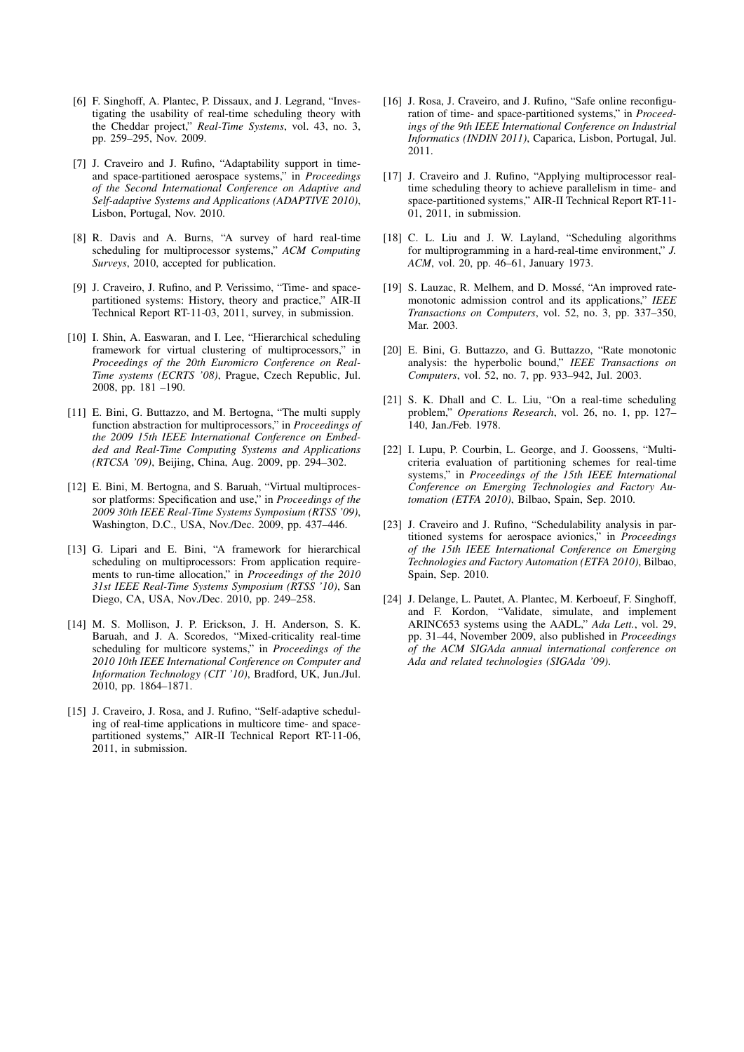[6] F. Singhoff, A. Plantec, P. Dissaux, and J. Legrand, "Investigating the usability of real-time scheduling theory with the Cheddar project," *Real-Time Systems*, vol. 43, no. 3, pp. 259–295, Nov. 2009.

[7] J. Craveiro and J. Rufino, "Adaptability support in time- and space-partitioned aerospace systems," in *Proceedings of the Second International Conference on Adaptive and Self-adaptive Systems and Applications (ADAPTIVE 2010)*, Lisbon, Portugal, Nov. 2010.

[8] R. Davis and A. Burns, "A survey of hard real-time scheduling for multiprocessor systems," *ACM Computing Surveys*, 2010, accepted for publication.

[9] J. Craveiro, J. Rufino, and P. Verissimo, "Time- and space-partitioned systems: History, theory and practice," AIR-II Technical Report RT-11-03, 2011, survey, in submission.

[10] I. Shin, A. Easwaran, and I. Lee, "Hierarchical scheduling framework for virtual clustering of multiprocessors," in *Proceedings of the 20th Euromicro Conference on Real-Time systems (ECRTS '08)*, Prague, Czech Republic, Jul. 2008, pp. 181 –190.

[11] E. Bini, G. Buttazzo, and M. Bertogna, "The multi supply function abstraction for multiprocessors," in *Proceedings of the 2009 15th IEEE International Conference on Embedded and Real-Time Computing Systems and Applications (RTCSA '09)*, Beijing, China, Aug. 2009, pp. 294–302.

[12] E. Bini, M. Bertogna, and S. Baruah, "Virtual multiprocessor platforms: Specification and use," in *Proceedings of the 2009 30th IEEE Real-Time Systems Symposium (RTSS '09)*, Washington, D.C., USA, Nov./Dec. 2009, pp. 437–446.

[13] G. Lipari and E. Bini, "A framework for hierarchical scheduling on multiprocessors: From application requirements to run-time allocation," in *Proceedings of the 2010 31st IEEE Real-Time Systems Symposium (RTSS '10)*, San Diego, CA, USA, Nov./Dec. 2010, pp. 249–258.

[14] M. S. Mollison, J. P. Erickson, J. H. Anderson, S. K. Baruah, and J. A. Scoredos, "Mixed-criticality real-time scheduling for multicore systems," in *Proceedings of the 2010 10th IEEE International Conference on Computer and Information Technology (CIT '10)*, Bradford, UK, Jun./Jul. 2010, pp. 1864–1871.

[15] J. Craveiro, J. Rosa, and J. Rufino, "Self-adaptive scheduling of real-time applications in multicore time- and space-partitioned systems," AIR-II Technical Report RT-11-06, 2011, in submission.

[16] J. Rosa, J. Craveiro, and J. Rufino, "Safe online reconfiguration of time- and space-partitioned systems," in *Proceedings of the 9th IEEE International Conference on Industrial Informatics (INDIN 2011)*, Caparica, Lisbon, Portugal, Jul. 2011.

[17] J. Craveiro and J. Rufino, "Applying multiprocessor real-time scheduling theory to achieve parallelism in time- and space-partitioned systems," AIR-II Technical Report RT-11-01, 2011, in submission.

[18] C. L. Liu and J. W. Layland, "Scheduling algorithms for multiprogramming in a hard-real-time environment," *J. ACM*, vol. 20, pp. 46–61, January 1973.

[19] S. Lauzac, R. Melhem, and D. Mossé, "An improved rate-monotonic admission control and its applications," *IEEE Transactions on Computers*, vol. 52, no. 3, pp. 337–350, Mar. 2003.

[20] E. Bini, G. Buttazzo, and G. Buttazzo, "Rate monotonic analysis: the hyperbolic bound," *IEEE Transactions on Computers*, vol. 52, no. 7, pp. 933–942, Jul. 2003.

[21] S. K. Dhall and C. L. Liu, "On a real-time scheduling problem," *Operations Research*, vol. 26, no. 1, pp. 127–140, Jan./Feb. 1978.

[22] I. Lupu, P. Courbin, L. George, and J. Goossens, "Multi-criteria evaluation of partitioning schemes for real-time systems," in *Proceedings of the 15th IEEE International Conference on Emerging Technologies and Factory Automation (ETFA 2010)*, Bilbao, Spain, Sep. 2010.

[23] J. Craveiro and J. Rufino, "Schedulability analysis in partitioned systems for aerospace avionics," in *Proceedings of the 15th IEEE International Conference on Emerging Technologies and Factory Automation (ETFA 2010)*, Bilbao, Spain, Sep. 2010.

[24] J. Delange, L. Pautet, A. Plantec, M. Kerboeuf, F. Singhoff, and F. Kordon, "Validate, simulate, and implement ARINC653 systems using the AADL," *Ada Lett.*, vol. 29, pp. 31–44, November 2009, also published in *Proceedings of the ACM SIGAda annual international conference on Ada and related technologies (SIGAda '09)*.